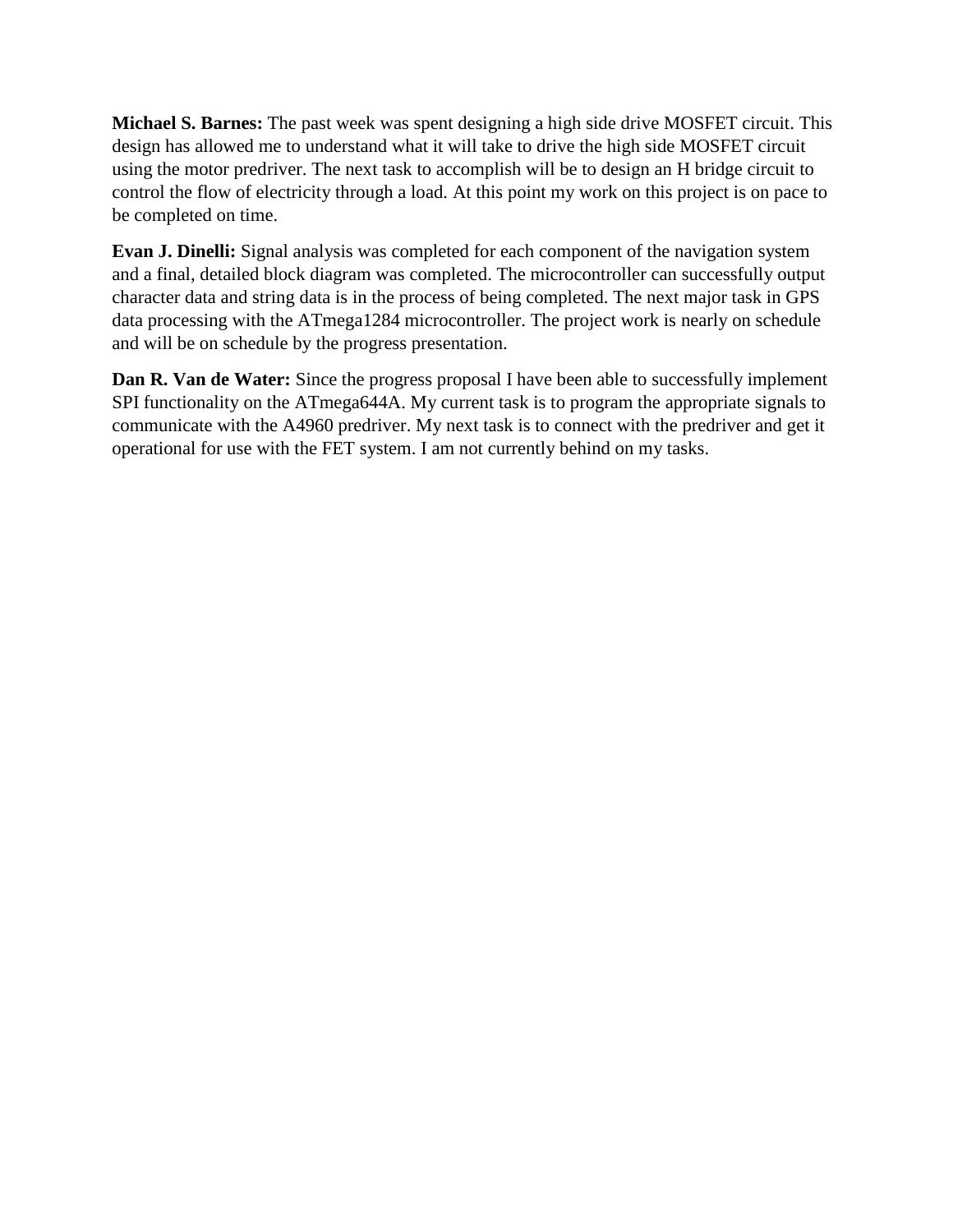**Michael S. Barnes:** The past week was spent designing a high side drive MOSFET circuit. This design has allowed me to understand what it will take to drive the high side MOSFET circuit using the motor predriver. The next task to accomplish will be to design an H bridge circuit to control the flow of electricity through a load. At this point my work on this project is on pace to be completed on time.

**Evan J. Dinelli:** Signal analysis was completed for each component of the navigation system and a final, detailed block diagram was completed. The microcontroller can successfully output character data and string data is in the process of being completed. The next major task in GPS data processing with the ATmega1284 microcontroller. The project work is nearly on schedule and will be on schedule by the progress presentation.

**Dan R. Van de Water:** Since the progress proposal I have been able to successfully implement SPI functionality on the ATmega644A. My current task is to program the appropriate signals to communicate with the A4960 predriver. My next task is to connect with the predriver and get it operational for use with the FET system. I am not currently behind on my tasks.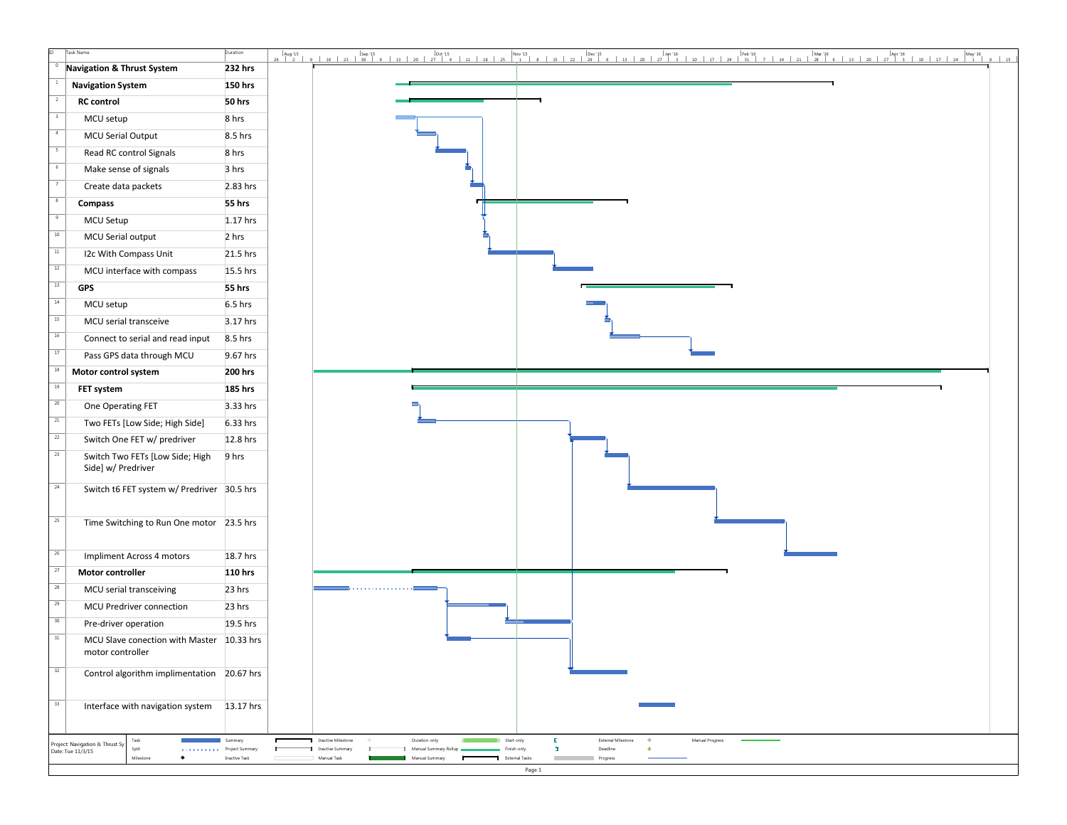| ID | Task Name | Duration |
|---|---|---|
| 0 | **Navigation & Thrust System** | **232 hrs** |
| 1 | **Navigation System** | **150 hrs** |
| 2 | **RC control** | **50 hrs** |
| 3 | MCU setup | 8 hrs |
| 4 | MCU Serial Output | 8.5 hrs |
| 5 | Read RC control Signals | 8 hrs |
| 6 | Make sense of signals | 3 hrs |
| 7 | Create data packets | 2.83 hrs |
| 8 | **Compass** | **55 hrs** |
| 9 | MCU Setup | 1.17 hrs |
| 10 | MCU Serial output | 2 hrs |
| 11 | I2c With Compass Unit | 21.5 hrs |
| 12 | MCU interface with compass | 15.5 hrs |
| 13 | **GPS** | **55 hrs** |
| 14 | MCU setup | 6.5 hrs |
| 15 | MCU serial transceive | 3.17 hrs |
| 16 | Connect to serial and read input | 8.5 hrs |
| 17 | Pass GPS data through MCU | 9.67 hrs |
| 18 | **Motor control system** | **200 hrs** |
| 19 | **FET system** | **185 hrs** |
| 20 | One Operating FET | 3.33 hrs |
| 21 | Two FETs [Low Side; High Side] | 6.33 hrs |
| 22 | Switch One FET w/ predriver | 12.8 hrs |
| 23 | Switch Two FETs [Low Side; High Side] w/ Predriver | 9 hrs |
| 24 | Switch t6 FET system w/ Predriver | 30.5 hrs |
| 25 | Time Switching to Run One motor | 23.5 hrs |
| 26 | Impliment Across 4 motors | 18.7 hrs |
| 27 | **Motor controller** | **110 hrs** |
| 28 | MCU serial transceiving | 23 hrs |
| 29 | MCU Predriver connection | 23 hrs |
| 30 | Pre-driver operation | 19.5 hrs |
| 31 | MCU Slave conection with Master motor controller | 10.33 hrs |
| 32 | Control algorithm implimentation | 20.67 hrs |
| 33 | Interface with navigation system | 13.17 hrs |

Aug '15 | Sep '15 | Oct '15 | Nov '15 | Dec '15 | Jan '16 | Feb '16 | Mar '16 | Apr '16 | May '16

26 2 9 16 23 30 6 13 20 27 4 11 18 25 1 8 15 22 29 6 13 20 27 3 10 17 24 31 7 14 21 28 6 13 20 27 3 10 17 24 1 8 15

Project: Navigation & Thrust Sy
Date: Tue 11/3/15

Task | Split | Milestone | Summary | Project Summary | Inactive Task | Inactive Milestone | Inactive Summary | Manual Task | Duration-only | Manual Summary Rollup | Manual Summary | Start-only | Finish-only | External Tasks | External Milestone | Deadline | Progress | Manual Progress